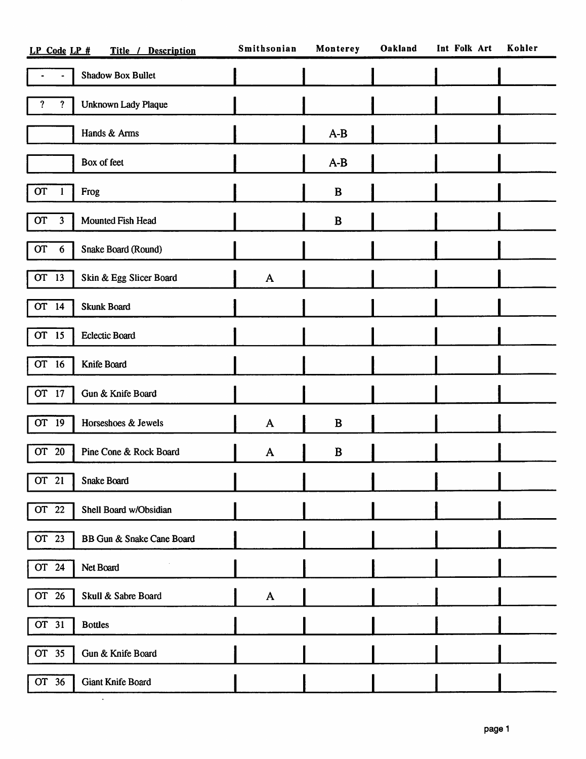| LP Code | LP # | Title / Description | Smithsonian | Monterey | Oakland | Int Folk Art | Kohler |
|---|---|---|---|---|---|---|---|
| - | - | Shadow Box Bullet | | | | | |
| ? | ? | Unknown Lady Plaque | | | | | |
| | | Hands & Arms | | A-B | | | |
| | | Box of feet | | A-B | | | |
| OT | 1 | Frog | | B | | | |
| OT | 3 | Mounted Fish Head | | B | | | |
| OT | 6 | Snake Board (Round) | | | | | |
| OT | 13 | Skin & Egg Slicer Board | A | | | | |
| OT | 14 | Skunk Board | | | | | |
| OT | 15 | Eclectic Board | | | | | |
| OT | 16 | Knife Board | | | | | |
| OT | 17 | Gun & Knife Board | | | | | |
| OT | 19 | Horseshoes & Jewels | A | B | | | |
| OT | 20 | Pine Cone & Rock Board | A | B | | | |
| OT | 21 | Snake Board | | | | | |
| OT | 22 | Shell Board w/Obsidian | | | | | |
| OT | 23 | BB Gun & Snake Cane Board | | | | | |
| OT | 24 | Net Board | | | | | |
| OT | 26 | Skull & Sabre Board | A | | | | |
| OT | 31 | Bottles | | | | | |
| OT | 35 | Gun & Knife Board | | | | | |
| OT | 36 | Giant Knife Board | | | | | |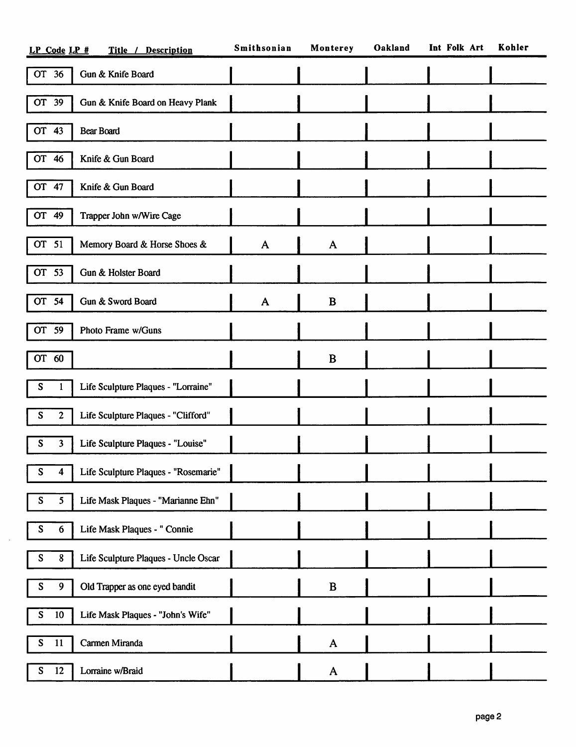| LP Code | LP # | Title / Description | Smithsonian | Monterey | Oakland | Int Folk Art | Kohler |
|---|---|---|---|---|---|---|---|
| OT | 36 | Gun & Knife Board | | | | | |
| OT | 39 | Gun & Knife Board on Heavy Plank | | | | | |
| OT | 43 | Bear Board | | | | | |
| OT | 46 | Knife & Gun Board | | | | | |
| OT | 47 | Knife & Gun Board | | | | | |
| OT | 49 | Trapper John w/Wire Cage | | | | | |
| OT | 51 | Memory Board & Horse Shoes & | A | A | | | |
| OT | 53 | Gun & Holster Board | | | | | |
| OT | 54 | Gun & Sword Board | A | B | | | |
| OT | 59 | Photo Frame w/Guns | | | | | |
| OT | 60 | | | B | | | |
| S | 1 | Life Sculpture Plaques - "Lorraine" | | | | | |
| S | 2 | Life Sculpture Plaques - "Clifford" | | | | | |
| S | 3 | Life Sculpture Plaques - "Louise" | | | | | |
| S | 4 | Life Sculpture Plaques - "Rosemarie" | | | | | |
| S | 5 | Life Mask Plaques - "Marianne Ehn" | | | | | |
| S | 6 | Life Mask Plaques - " Connie | | | | | |
| S | 8 | Life Sculpture Plaques - Uncle Oscar | | | | | |
| S | 9 | Old Trapper as one eyed bandit | | B | | | |
| S | 10 | Life Mask Plaques - "John's Wife" | | | | | |
| S | 11 | Carmen Miranda | | A | | | |
| S | 12 | Lorraine w/Braid | | A | | | |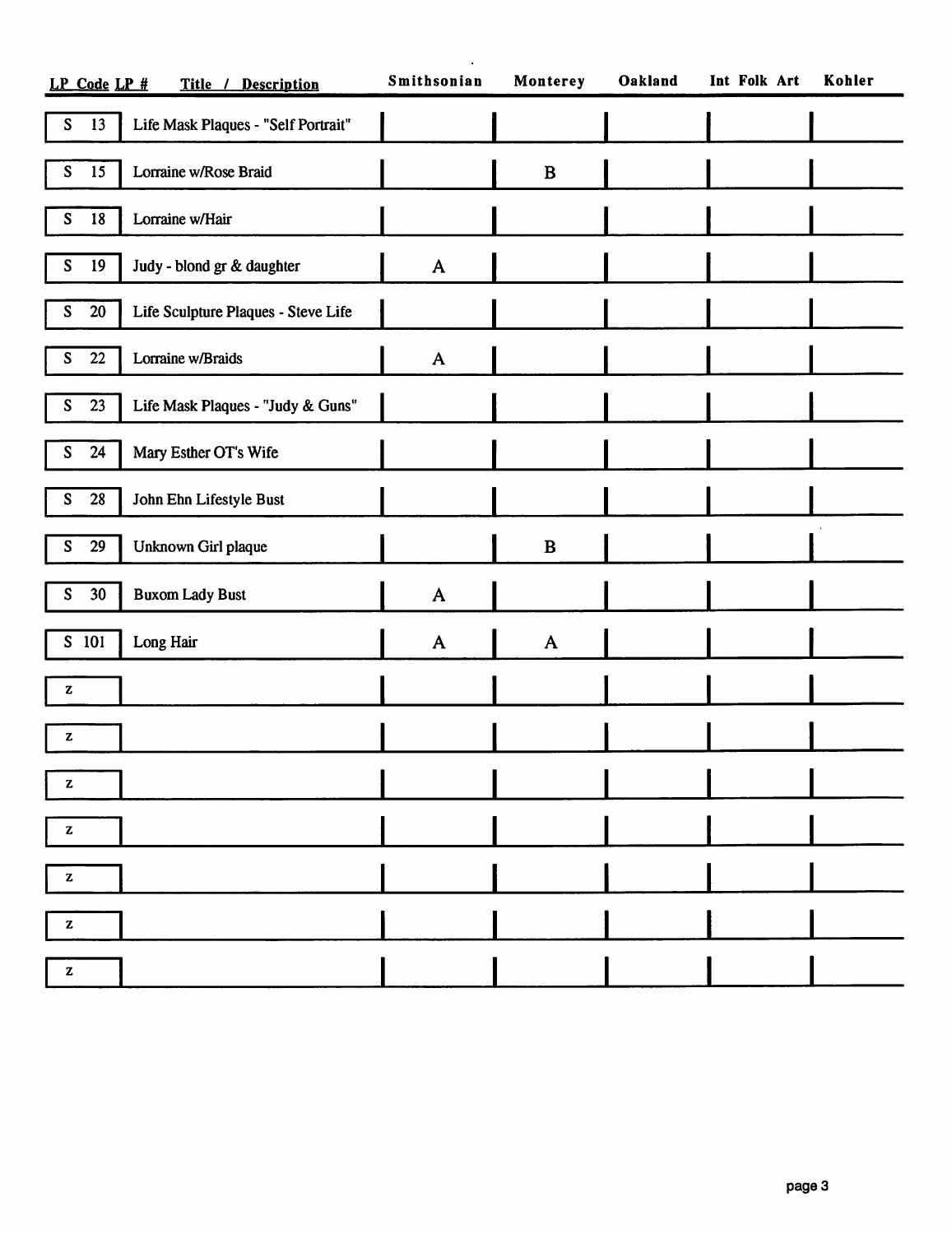| LP Code | LP # | Title / Description | Smithsonian | Monterey | Oakland | Int Folk Art | Kohler |
|---|---|---|---|---|---|---|---|
| S | 13 | Life Mask Plaques - "Self Portrait" | | | | | |
| S | 15 | Lorraine w/Rose Braid | | B | | | |
| S | 18 | Lorraine w/Hair | | | | | |
| S | 19 | Judy - blond gr & daughter | A | | | | |
| S | 20 | Life Sculpture Plaques - Steve Life | | | | | |
| S | 22 | Lorraine w/Braids | A | | | | |
| S | 23 | Life Mask Plaques - "Judy & Guns" | | | | | |
| S | 24 | Mary Esther OT's Wife | | | | | |
| S | 28 | John Ehn Lifestyle Bust | | | | | |
| S | 29 | Unknown Girl plaque | | B | | | |
| S | 30 | Buxom Lady Bust | A | | | | |
| S | 101 | Long Hair | A | A | | | |
| z | | | | | | | |
| z | | | | | | | |
| z | | | | | | | |
| z | | | | | | | |
| z | | | | | | | |
| z | | | | | | | |
| z | | | | | | | |